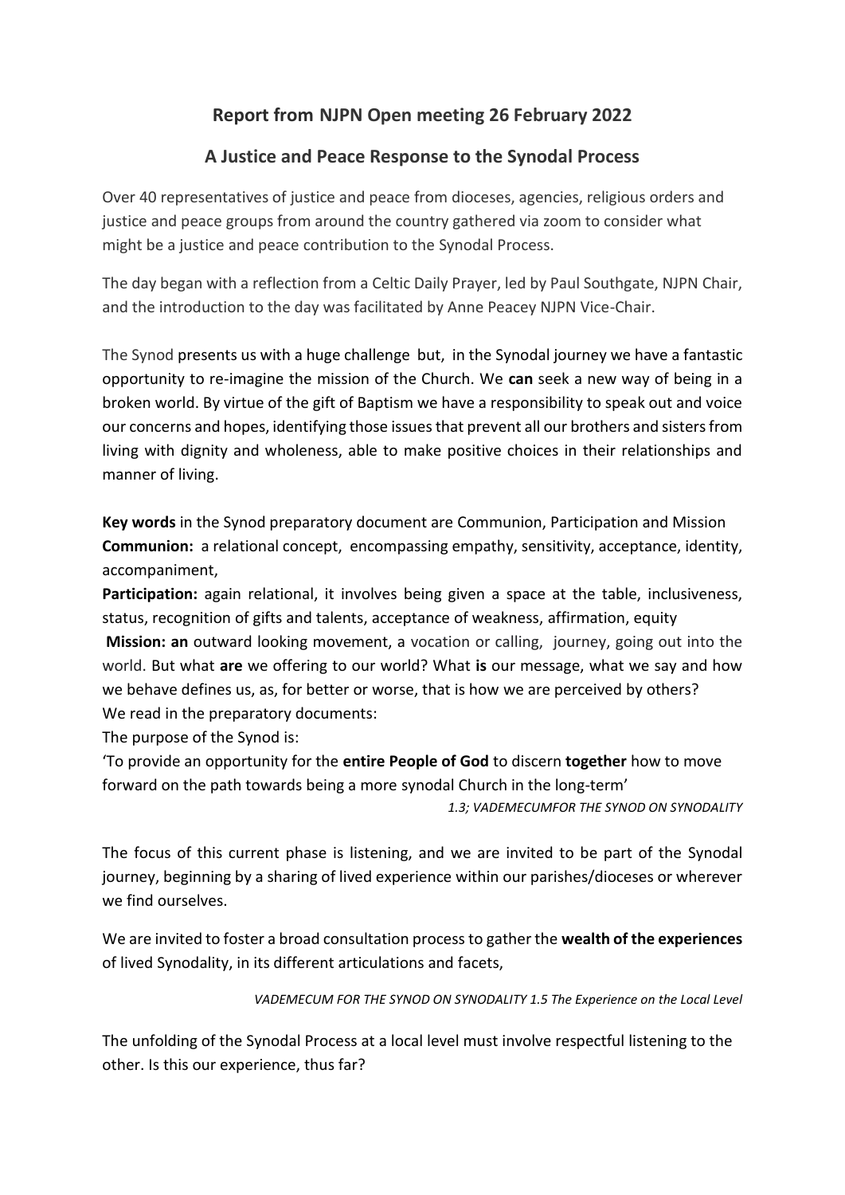## Report from NJPN Open meeting 26 February 2022

## A Justice and Peace Response to the Synodal Process

Over 40 representatives of justice and peace from dioceses, agencies, religious orders and justice and peace groups from around the country gathered via zoom to consider what might be a justice and peace contribution to the Synodal Process.

The day began with a reflection from a Celtic Daily Prayer, led by Paul Southgate, NJPN Chair, and the introduction to the day was facilitated by Anne Peacey NJPN Vice-Chair.

The Synod presents us with a huge challenge but, in the Synodal journey we have a fantastic opportunity to re-imagine the mission of the Church. We **can** seek a new way of being in a broken world. By virtue of the gift of Baptism we have a responsibility to speak out and voice our concerns and hopes, identifying those issues that prevent all our brothers and sisters from living with dignity and wholeness, able to make positive choices in their relationships and manner of living.

**Key words** in the Synod preparatory document are Communion, Participation and Mission
**Communion:** a relational concept, encompassing empathy, sensitivity, acceptance, identity, accompaniment,
**Participation:** again relational, it involves being given a space at the table, inclusiveness, status, recognition of gifts and talents, acceptance of weakness, affirmation, equity
**Mission: an** outward looking movement, a vocation or calling, journey, going out into the world. But what **are** we offering to our world? What **is** our message, what we say and how we behave defines us, as, for better or worse, that is how we are perceived by others?
We read in the preparatory documents:
The purpose of the Synod is:
'To provide an opportunity for the **entire People of God** to discern **together** how to move forward on the path towards being a more synodal Church in the long-term'

*1.3; VADEMECUMFOR THE SYNOD ON SYNODALITY*

The focus of this current phase is listening, and we are invited to be part of the Synodal journey, beginning by a sharing of lived experience within our parishes/dioceses or wherever we find ourselves.

We are invited to foster a broad consultation process to gather the **wealth of the experiences** of lived Synodality, in its different articulations and facets,

*VADEMECUM FOR THE SYNOD ON SYNODALITY 1.5 The Experience on the Local Level*

The unfolding of the Synodal Process at a local level must involve respectful listening to the other. Is this our experience, thus far?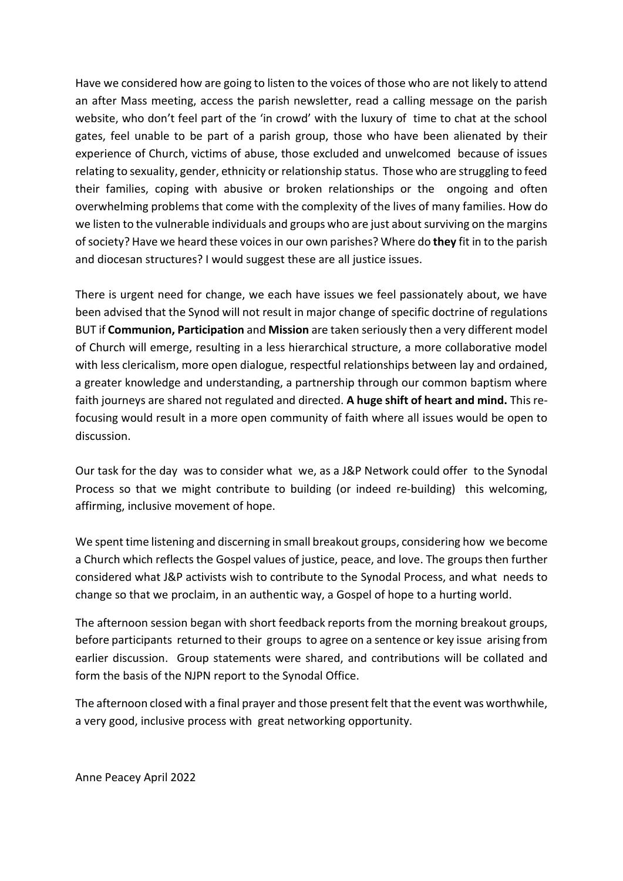Have we considered how are going to listen to the voices of those who are not likely to attend an after Mass meeting, access the parish newsletter, read a calling message on the parish website, who don't feel part of the 'in crowd' with the luxury of time to chat at the school gates, feel unable to be part of a parish group, those who have been alienated by their experience of Church, victims of abuse, those excluded and unwelcomed because of issues relating to sexuality, gender, ethnicity or relationship status. Those who are struggling to feed their families, coping with abusive or broken relationships or the ongoing and often overwhelming problems that come with the complexity of the lives of many families. How do we listen to the vulnerable individuals and groups who are just about surviving on the margins of society? Have we heard these voices in our own parishes? Where do **they** fit in to the parish and diocesan structures? I would suggest these are all justice issues.

There is urgent need for change, we each have issues we feel passionately about, we have been advised that the Synod will not result in major change of specific doctrine of regulations BUT if **Communion, Participation** and **Mission** are taken seriously then a very different model of Church will emerge, resulting in a less hierarchical structure, a more collaborative model with less clericalism, more open dialogue, respectful relationships between lay and ordained, a greater knowledge and understanding, a partnership through our common baptism where faith journeys are shared not regulated and directed. **A huge shift of heart and mind.** This re-focusing would result in a more open community of faith where all issues would be open to discussion.

Our task for the day was to consider what we, as a J&P Network could offer to the Synodal Process so that we might contribute to building (or indeed re-building) this welcoming, affirming, inclusive movement of hope.

We spent time listening and discerning in small breakout groups, considering how we become a Church which reflects the Gospel values of justice, peace, and love. The groups then further considered what J&P activists wish to contribute to the Synodal Process, and what needs to change so that we proclaim, in an authentic way, a Gospel of hope to a hurting world.

The afternoon session began with short feedback reports from the morning breakout groups, before participants returned to their groups to agree on a sentence or key issue arising from earlier discussion. Group statements were shared, and contributions will be collated and form the basis of the NJPN report to the Synodal Office.

The afternoon closed with a final prayer and those present felt that the event was worthwhile, a very good, inclusive process with great networking opportunity.

Anne Peacey April 2022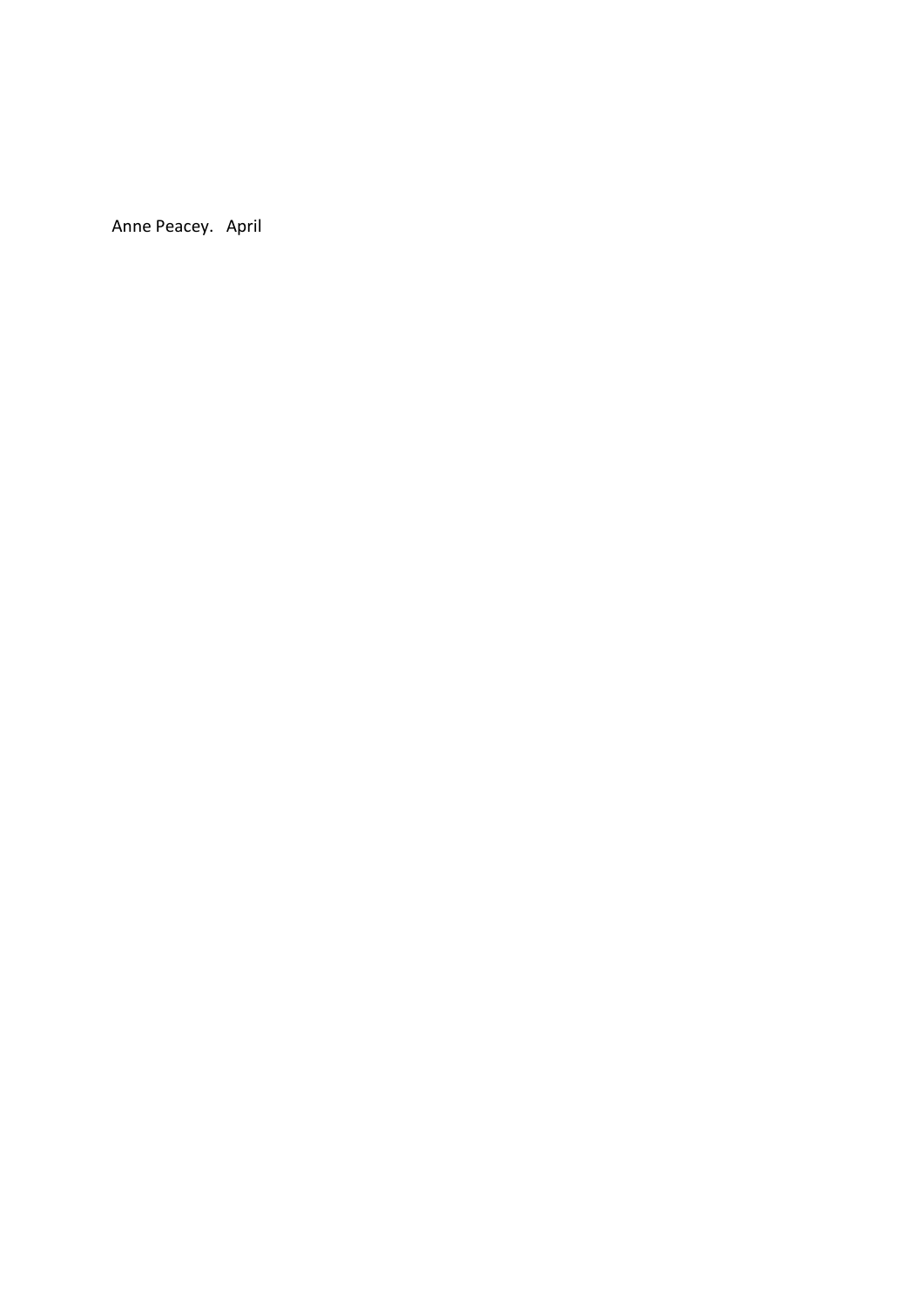Anne Peacey.   April